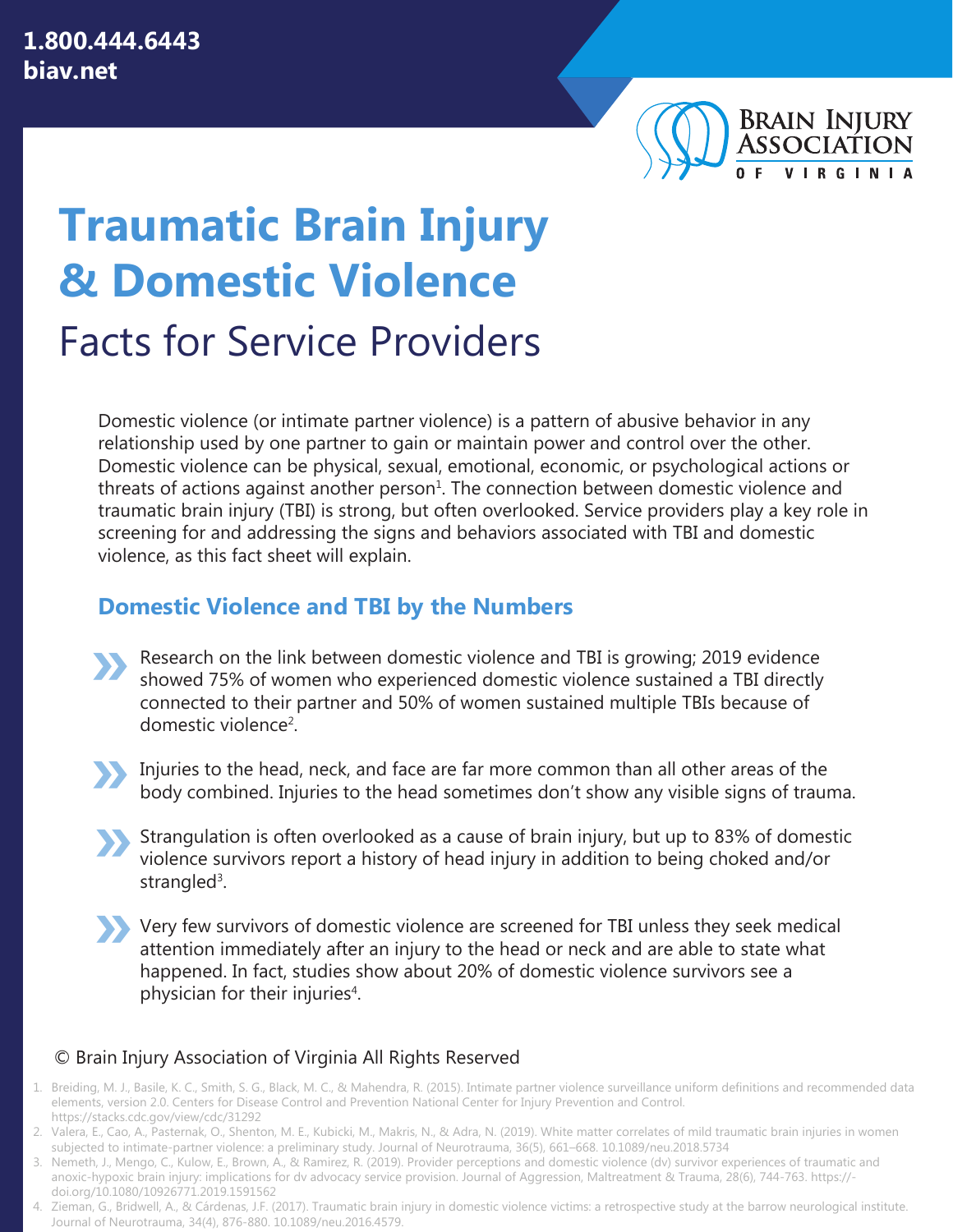1.800.444.6443
biav.net

BRAIN INJURY ASSOCIATION OF VIRGINIA

# Traumatic Brain Injury & Domestic Violence

## Facts for Service Providers

Domestic violence (or intimate partner violence) is a pattern of abusive behavior in any relationship used by one partner to gain or maintain power and control over the other. Domestic violence can be physical, sexual, emotional, economic, or psychological actions or threats of actions against another person[1]. The connection between domestic violence and traumatic brain injury (TBI) is strong, but often overlooked. Service providers play a key role in screening for and addressing the signs and behaviors associated with TBI and domestic violence, as this fact sheet will explain.

### Domestic Violence and TBI by the Numbers

- Research on the link between domestic violence and TBI is growing; 2019 evidence showed 75% of women who experienced domestic violence sustained a TBI directly connected to their partner and 50% of women sustained multiple TBIs because of domestic violence[2].
- Injuries to the head, neck, and face are far more common than all other areas of the body combined. Injuries to the head sometimes don't show any visible signs of trauma.
- Strangulation is often overlooked as a cause of brain injury, but up to 83% of domestic violence survivors report a history of head injury in addition to being choked and/or strangled[3].
- Very few survivors of domestic violence are screened for TBI unless they seek medical attention immediately after an injury to the head or neck and are able to state what happened. In fact, studies show about 20% of domestic violence survivors see a physician for their injuries[4].

© Brain Injury Association of Virginia All Rights Reserved

1. Breiding, M. J., Basile, K. C., Smith, S. G., Black, M. C., & Mahendra, R. (2015). Intimate partner violence surveillance uniform definitions and recommended data elements, version 2.0. Centers for Disease Control and Prevention National Center for Injury Prevention and Control. https://stacks.cdc.gov/view/cdc/31292
2. Valera, E., Cao, A., Pasternak, O., Shenton, M. E., Kubicki, M., Makris, N., & Adra, N. (2019). White matter correlates of mild traumatic brain injuries in women subjected to intimate-partner violence: a preliminary study. Journal of Neurotrauma, 36(5), 661–668. 10.1089/neu.2018.5734
3. Nemeth, J., Mengo, C., Kulow, E., Brown, A., & Ramirez, R. (2019). Provider perceptions and domestic violence (dv) survivor experiences of traumatic and anoxic-hypoxic brain injury: implications for dv advocacy service provision. Journal of Aggression, Maltreatment & Trauma, 28(6), 744-763. https://doi.org/10.1080/10926771.2019.1591562
4. Zieman, G., Bridwell, A., & Cárdenas, J.F. (2017). Traumatic brain injury in domestic violence victims: a retrospective study at the barrow neurological institute. Journal of Neurotrauma, 34(4), 876-880. 10.1089/neu.2016.4579.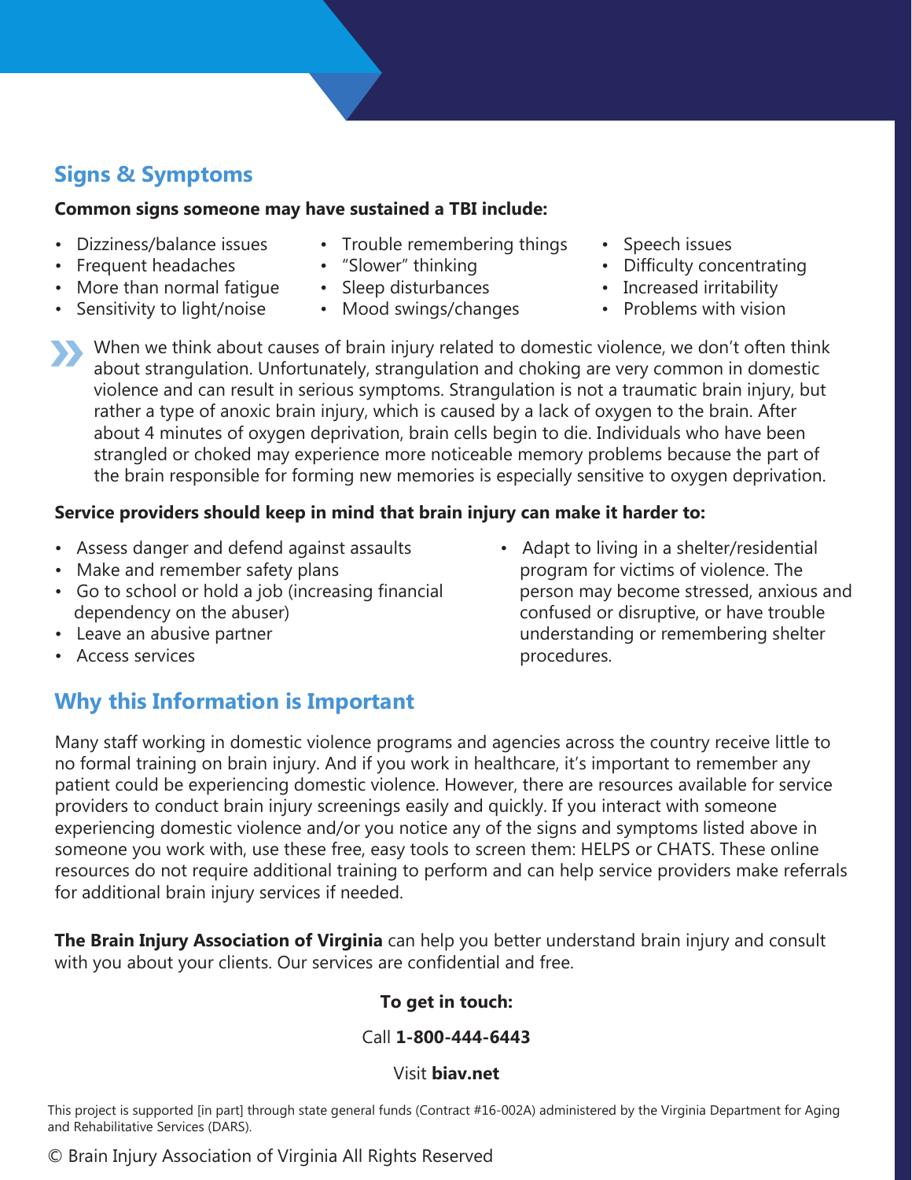## Signs & Symptoms

**Common signs someone may have sustained a TBI include:**

- Dizziness/balance issues
- Frequent headaches
- More than normal fatigue
- Sensitivity to light/noise
- Trouble remembering things
- "Slower" thinking
- Sleep disturbances
- Mood swings/changes
- Speech issues
- Difficulty concentrating
- Increased irritability
- Problems with vision

When we think about causes of brain injury related to domestic violence, we don't often think about strangulation. Unfortunately, strangulation and choking are very common in domestic violence and can result in serious symptoms. Strangulation is not a traumatic brain injury, but rather a type of anoxic brain injury, which is caused by a lack of oxygen to the brain. After about 4 minutes of oxygen deprivation, brain cells begin to die. Individuals who have been strangled or choked may experience more noticeable memory problems because the part of the brain responsible for forming new memories is especially sensitive to oxygen deprivation.

**Service providers should keep in mind that brain injury can make it harder to:**

- Assess danger and defend against assaults
- Make and remember safety plans
- Go to school or hold a job (increasing financial dependency on the abuser)
- Leave an abusive partner
- Access services
- Adapt to living in a shelter/residential program for victims of violence. The person may become stressed, anxious and confused or disruptive, or have trouble understanding or remembering shelter procedures.

## Why this Information is Important

Many staff working in domestic violence programs and agencies across the country receive little to no formal training on brain injury. And if you work in healthcare, it's important to remember any patient could be experiencing domestic violence. However, there are resources available for service providers to conduct brain injury screenings easily and quickly. If you interact with someone experiencing domestic violence and/or you notice any of the signs and symptoms listed above in someone you work with, use these free, easy tools to screen them: HELPS or CHATS. These online resources do not require additional training to perform and can help service providers make referrals for additional brain injury services if needed.

**The Brain Injury Association of Virginia** can help you better understand brain injury and consult with you about your clients. Our services are confidential and free.

**To get in touch:**

Call **1-800-444-6443**

Visit **biav.net**

This project is supported [in part] through state general funds (Contract #16-002A) administered by the Virginia Department for Aging and Rehabilitative Services (DARS).

© Brain Injury Association of Virginia All Rights Reserved